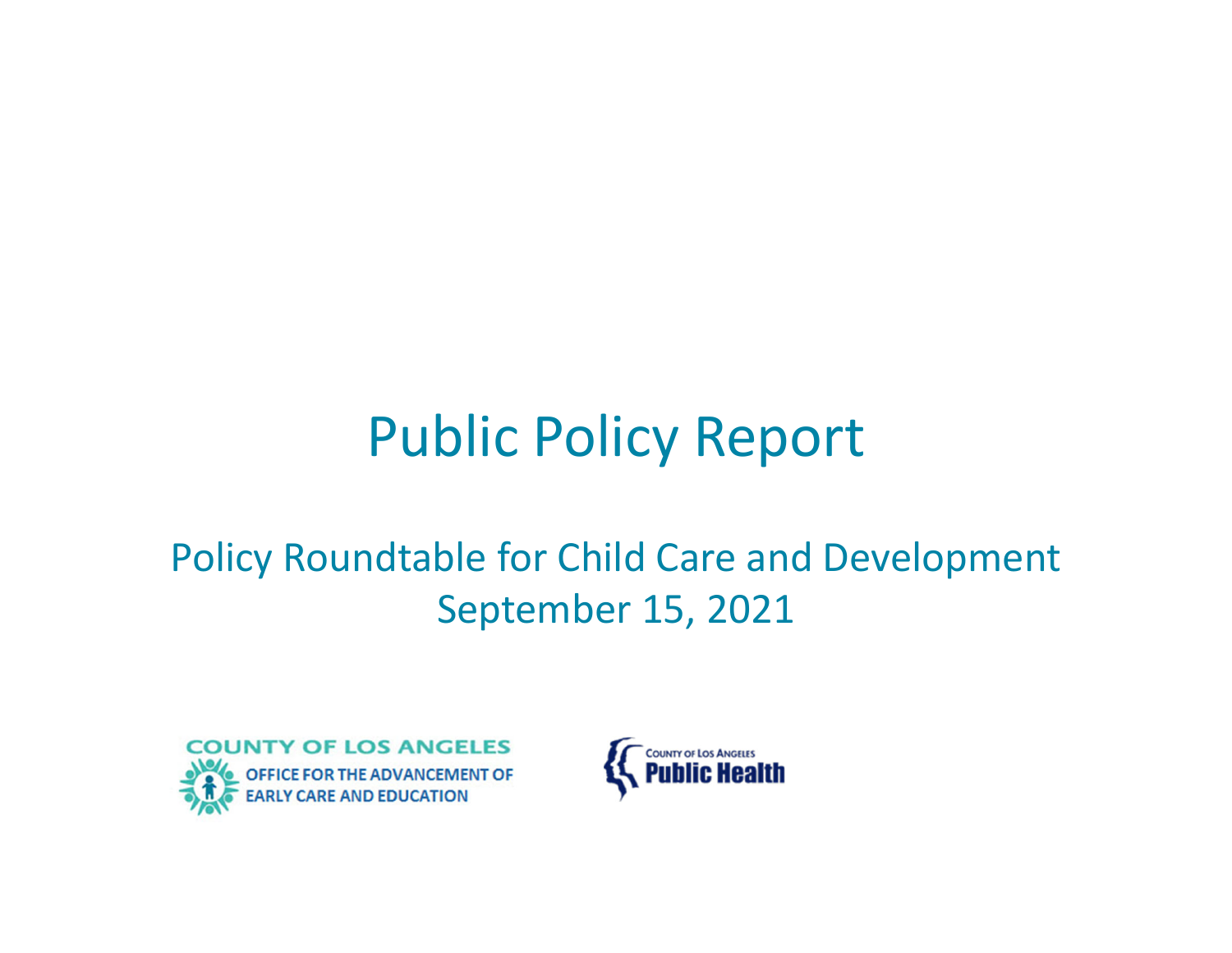# Public Policy Report

## Policy Roundtable for Child Care and Development
## September 15, 2021

COUNTY OF LOS ANGELES
OFFICE FOR THE ADVANCEMENT OF EARLY CARE AND EDUCATION

COUNTY OF LOS ANGELES
Public Health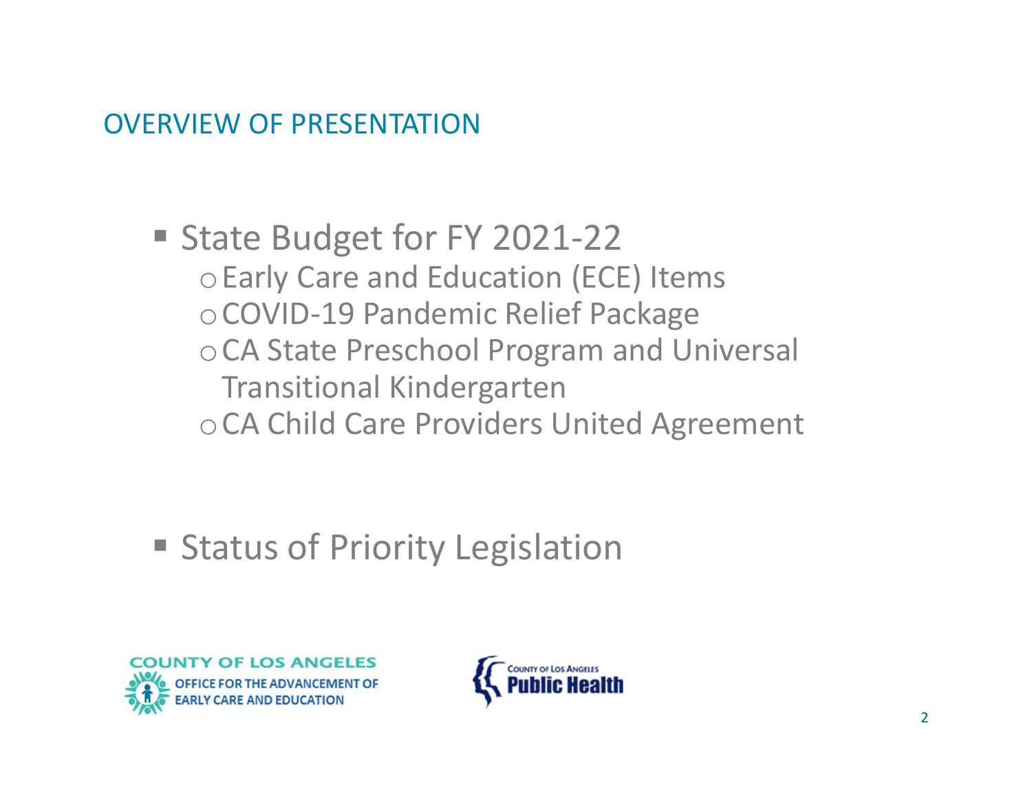## OVERVIEW OF PRESENTATION

- State Budget for FY 2021-22
  - Early Care and Education (ECE) Items
  - COVID-19 Pandemic Relief Package
  - CA State Preschool Program and Universal Transitional Kindergarten
  - CA Child Care Providers United Agreement
- Status of Priority Legislation

COUNTY OF LOS ANGELES OFFICE FOR THE ADVANCEMENT OF EARLY CARE AND EDUCATION

COUNTY OF LOS ANGELES Public Health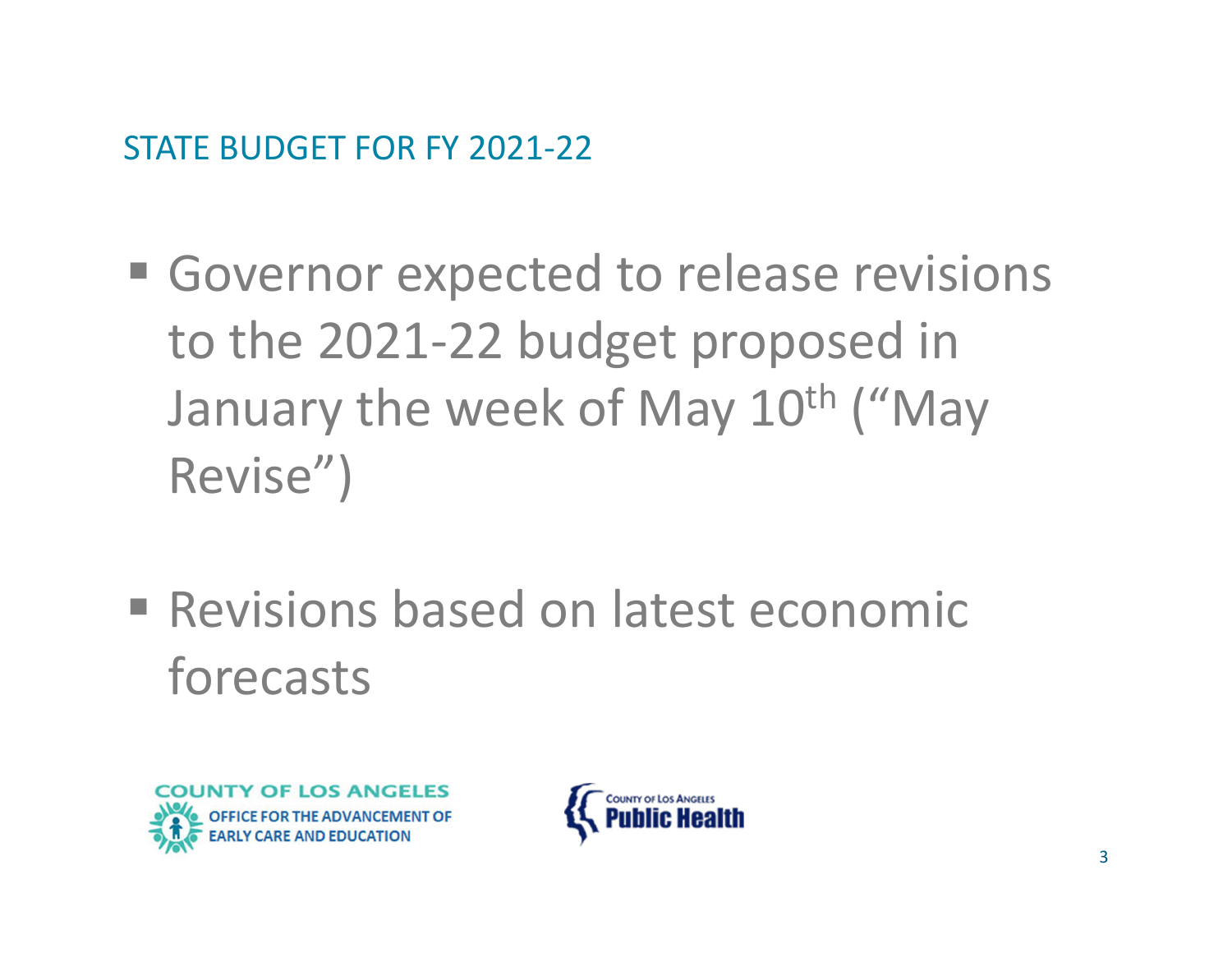## STATE BUDGET FOR FY 2021-22

- Governor expected to release revisions to the 2021-22 budget proposed in January the week of May 10th ("May Revise")

- Revisions based on latest economic forecasts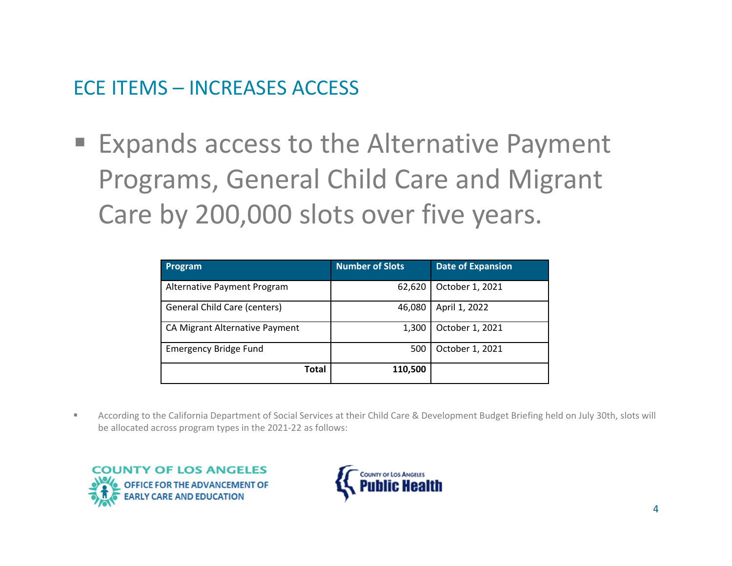## ECE ITEMS – INCREASES ACCESS

- Expands access to the Alternative Payment Programs, General Child Care and Migrant Care by 200,000 slots over five years.

| Program | Number of Slots | Date of Expansion |
|---|---:|---|
| Alternative Payment Program | 62,620 | October 1, 2021 |
| General Child Care (centers) | 46,080 | April 1, 2022 |
| CA Migrant Alternative Payment | 1,300 | October 1, 2021 |
| Emergency Bridge Fund | 500 | October 1, 2021 |
| **Total** | **110,500** | |

- According to the California Department of Social Services at their Child Care & Development Budget Briefing held on July 30th, slots will be allocated across program types in the 2021-22 as follows:

COUNTY OF LOS ANGELES OFFICE FOR THE ADVANCEMENT OF EARLY CARE AND EDUCATION

COUNTY OF LOS ANGELES Public Health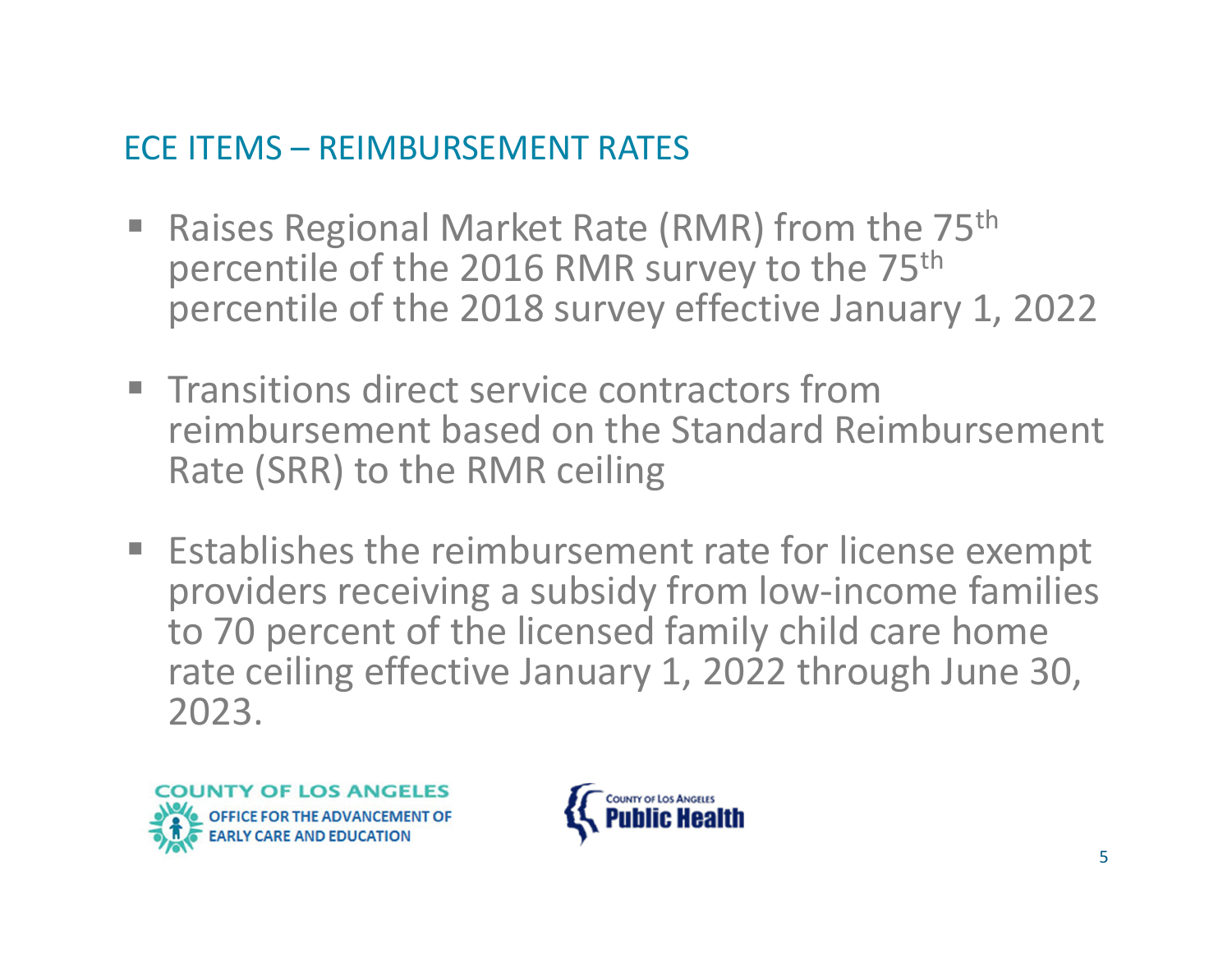## ECE ITEMS – REIMBURSEMENT RATES

- Raises Regional Market Rate (RMR) from the 75th percentile of the 2016 RMR survey to the 75th percentile of the 2018 survey effective January 1, 2022
- Transitions direct service contractors from reimbursement based on the Standard Reimbursement Rate (SRR) to the RMR ceiling
- Establishes the reimbursement rate for license exempt providers receiving a subsidy from low-income families to 70 percent of the licensed family child care home rate ceiling effective January 1, 2022 through June 30, 2023.

COUNTY OF LOS ANGELES OFFICE FOR THE ADVANCEMENT OF EARLY CARE AND EDUCATION

COUNTY OF LOS ANGELES Public Health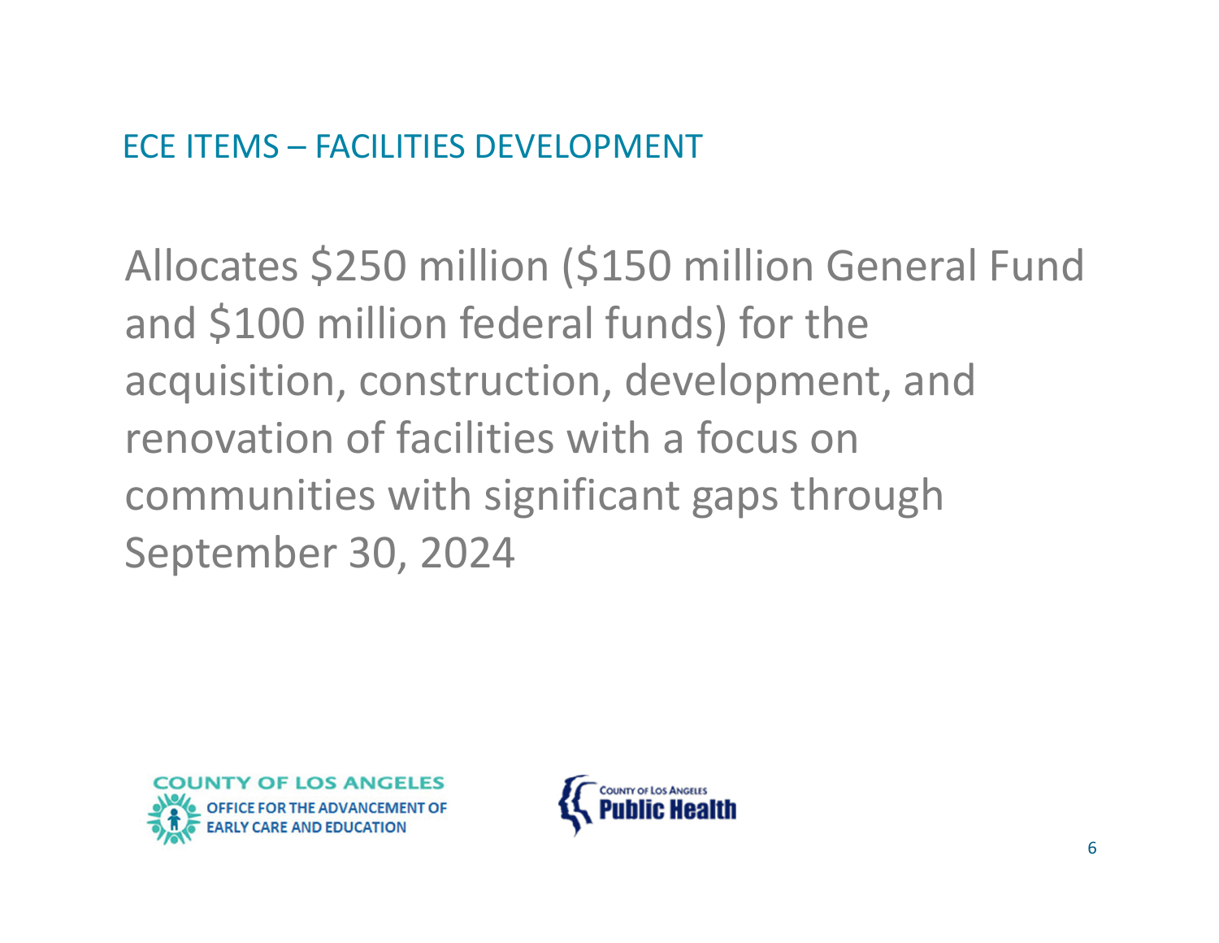## ECE ITEMS – FACILITIES DEVELOPMENT

Allocates $250 million ($150 million General Fund and $100 million federal funds) for the acquisition, construction, development, and renovation of facilities with a focus on communities with significant gaps through September 30, 2024

COUNTY OF LOS ANGELES OFFICE FOR THE ADVANCEMENT OF EARLY CARE AND EDUCATION

COUNTY OF LOS ANGELES Public Health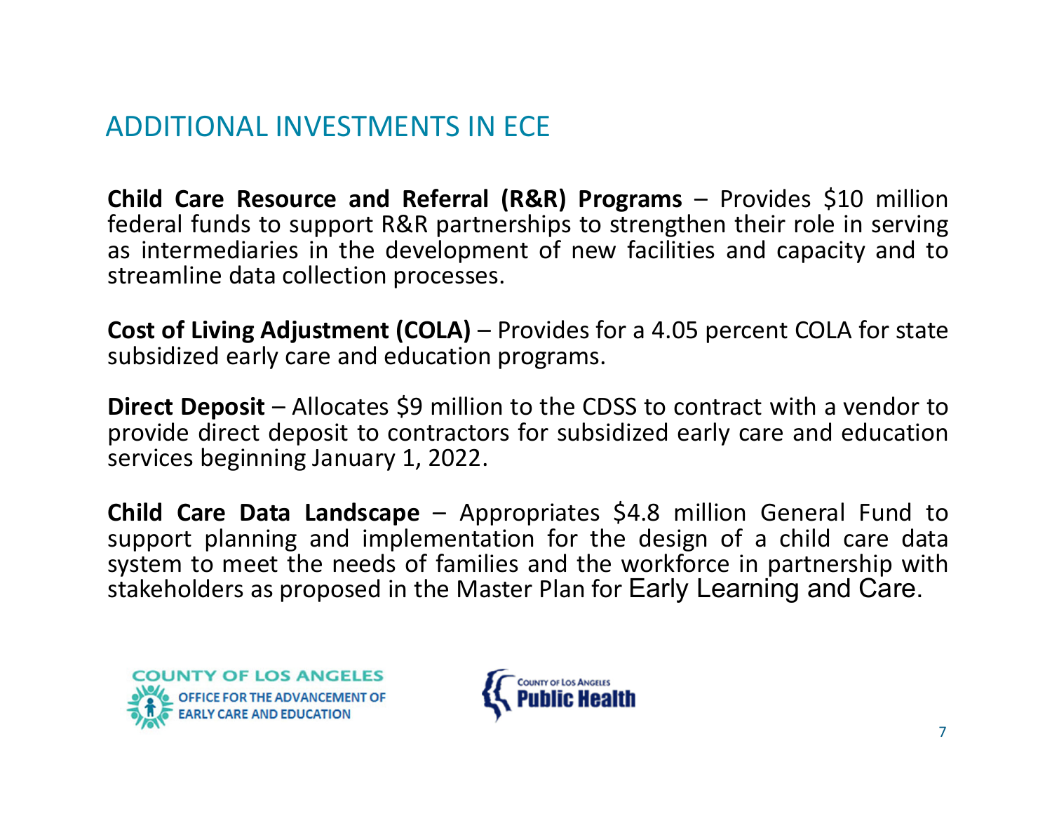## ADDITIONAL INVESTMENTS IN ECE

**Child Care Resource and Referral (R&R) Programs** – Provides $10 million federal funds to support R&R partnerships to strengthen their role in serving as intermediaries in the development of new facilities and capacity and to streamline data collection processes.

**Cost of Living Adjustment (COLA)** – Provides for a 4.05 percent COLA for state subsidized early care and education programs.

**Direct Deposit** – Allocates $9 million to the CDSS to contract with a vendor to provide direct deposit to contractors for subsidized early care and education services beginning January 1, 2022.

**Child Care Data Landscape** – Appropriates $4.8 million General Fund to support planning and implementation for the design of a child care data system to meet the needs of families and the workforce in partnership with stakeholders as proposed in the Master Plan for Early Learning and Care.

COUNTY OF LOS ANGELES OFFICE FOR THE ADVANCEMENT OF EARLY CARE AND EDUCATION

COUNTY OF LOS ANGELES Public Health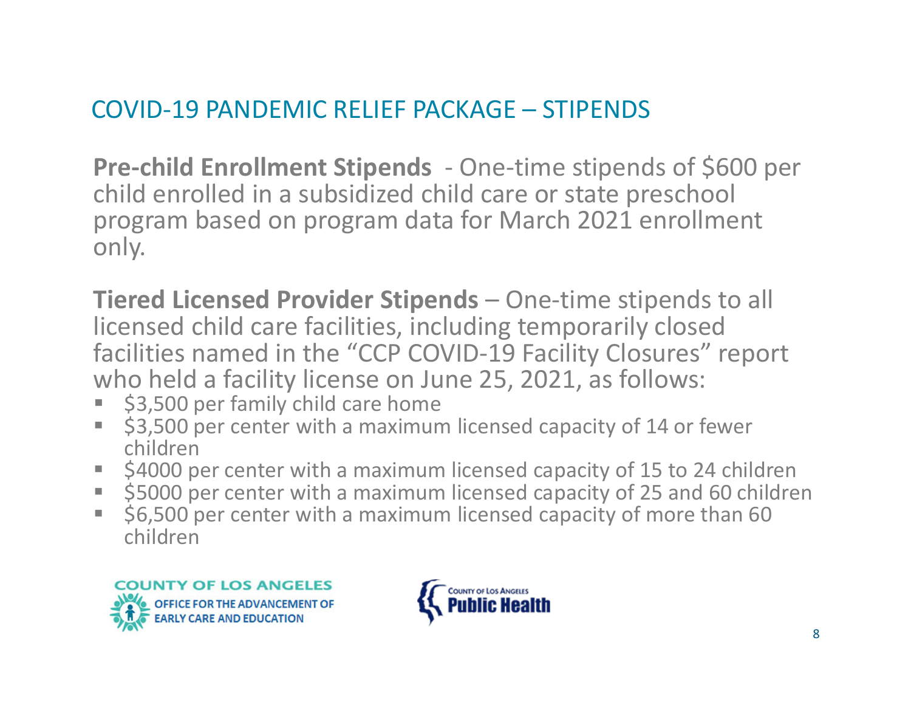## COVID-19 PANDEMIC RELIEF PACKAGE – STIPENDS

**Pre-child Enrollment Stipends** - One-time stipends of $600 per child enrolled in a subsidized child care or state preschool program based on program data for March 2021 enrollment only.

**Tiered Licensed Provider Stipends** – One-time stipends to all licensed child care facilities, including temporarily closed facilities named in the "CCP COVID-19 Facility Closures" report who held a facility license on June 25, 2021, as follows:

- $3,500 per family child care home
- $3,500 per center with a maximum licensed capacity of 14 or fewer children
- $4000 per center with a maximum licensed capacity of 15 to 24 children
- $5000 per center with a maximum licensed capacity of 25 and 60 children
- $6,500 per center with a maximum licensed capacity of more than 60 children

COUNTY OF LOS ANGELES OFFICE FOR THE ADVANCEMENT OF EARLY CARE AND EDUCATION

County of Los Angeles Public Health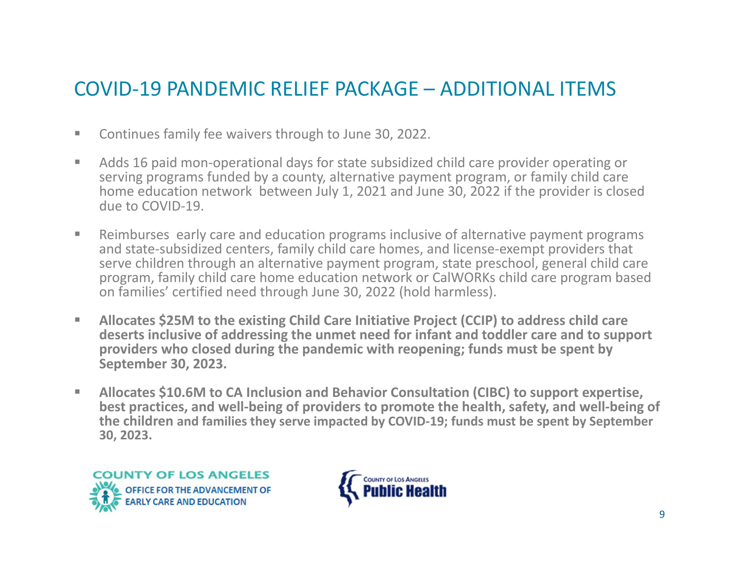# COVID-19 PANDEMIC RELIEF PACKAGE – ADDITIONAL ITEMS

- Continues family fee waivers through to June 30, 2022.
- Adds 16 paid mon-operational days for state subsidized child care provider operating or serving programs funded by a county, alternative payment program, or family child care home education network between July 1, 2021 and June 30, 2022 if the provider is closed due to COVID-19.
- Reimburses early care and education programs inclusive of alternative payment programs and state-subsidized centers, family child care homes, and license-exempt providers that serve children through an alternative payment program, state preschool, general child care program, family child care home education network or CalWORKs child care program based on families' certified need through June 30, 2022 (hold harmless).
- **Allocates $25M to the existing Child Care Initiative Project (CCIP) to address child care deserts inclusive of addressing the unmet need for infant and toddler care and to support providers who closed during the pandemic with reopening; funds must be spent by September 30, 2023.**
- **Allocates $10.6M to CA Inclusion and Behavior Consultation (CIBC) to support expertise, best practices, and well-being of providers to promote the health, safety, and well-being of the children and families they serve impacted by COVID-19; funds must be spent by September 30, 2023.**

COUNTY OF LOS ANGELES OFFICE FOR THE ADVANCEMENT OF EARLY CARE AND EDUCATION

COUNTY OF LOS ANGELES Public Health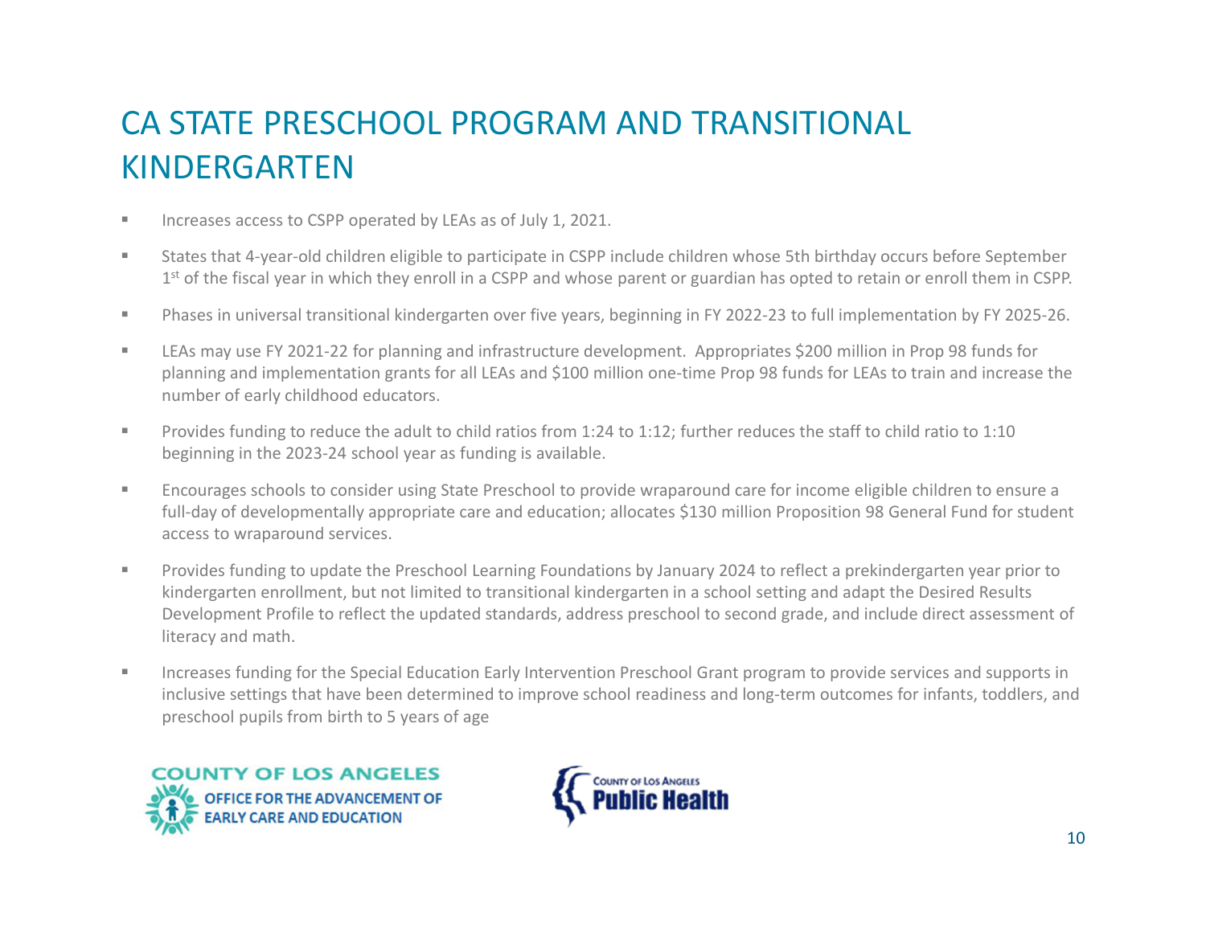# CA STATE PRESCHOOL PROGRAM AND TRANSITIONAL KINDERGARTEN

- Increases access to CSPP operated by LEAs as of July 1, 2021.
- States that 4-year-old children eligible to participate in CSPP include children whose 5th birthday occurs before September 1st of the fiscal year in which they enroll in a CSPP and whose parent or guardian has opted to retain or enroll them in CSPP.
- Phases in universal transitional kindergarten over five years, beginning in FY 2022-23 to full implementation by FY 2025-26.
- LEAs may use FY 2021-22 for planning and infrastructure development. Appropriates $200 million in Prop 98 funds for planning and implementation grants for all LEAs and $100 million one-time Prop 98 funds for LEAs to train and increase the number of early childhood educators.
- Provides funding to reduce the adult to child ratios from 1:24 to 1:12; further reduces the staff to child ratio to 1:10 beginning in the 2023-24 school year as funding is available.
- Encourages schools to consider using State Preschool to provide wraparound care for income eligible children to ensure a full-day of developmentally appropriate care and education; allocates $130 million Proposition 98 General Fund for student access to wraparound services.
- Provides funding to update the Preschool Learning Foundations by January 2024 to reflect a prekindergarten year prior to kindergarten enrollment, but not limited to transitional kindergarten in a school setting and adapt the Desired Results Development Profile to reflect the updated standards, address preschool to second grade, and include direct assessment of literacy and math.
- Increases funding for the Special Education Early Intervention Preschool Grant program to provide services and supports in inclusive settings that have been determined to improve school readiness and long-term outcomes for infants, toddlers, and preschool pupils from birth to 5 years of age

COUNTY OF LOS ANGELES OFFICE FOR THE ADVANCEMENT OF EARLY CARE AND EDUCATION

COUNTY OF LOS ANGELES Public Health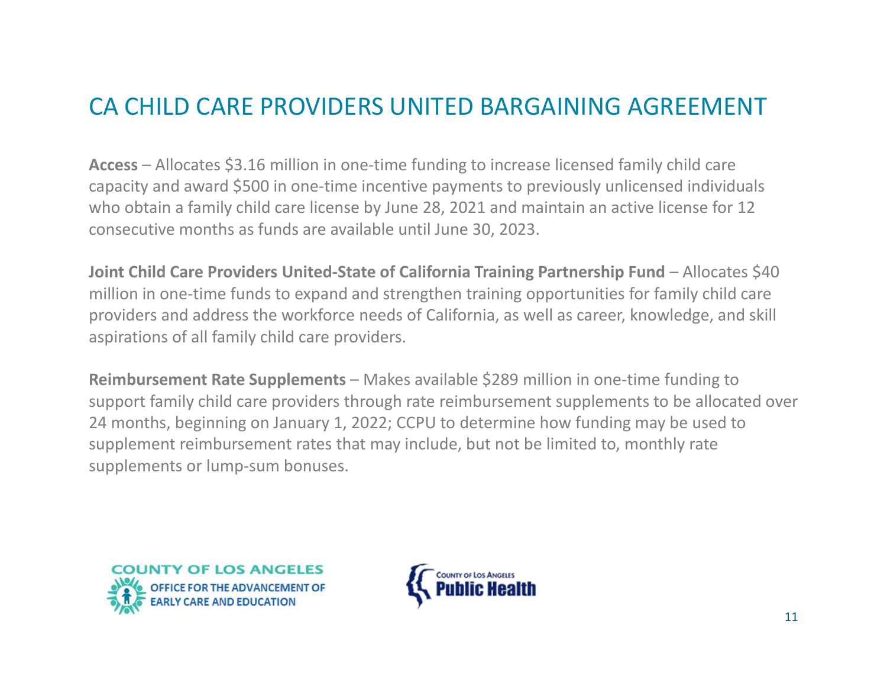# CA CHILD CARE PROVIDERS UNITED BARGAINING AGREEMENT

**Access** – Allocates $3.16 million in one-time funding to increase licensed family child care capacity and award $500 in one-time incentive payments to previously unlicensed individuals who obtain a family child care license by June 28, 2021 and maintain an active license for 12 consecutive months as funds are available until June 30, 2023.

**Joint Child Care Providers United-State of California Training Partnership Fund** – Allocates $40 million in one-time funds to expand and strengthen training opportunities for family child care providers and address the workforce needs of California, as well as career, knowledge, and skill aspirations of all family child care providers.

**Reimbursement Rate Supplements** – Makes available $289 million in one-time funding to support family child care providers through rate reimbursement supplements to be allocated over 24 months, beginning on January 1, 2022; CCPU to determine how funding may be used to supplement reimbursement rates that may include, but not be limited to, monthly rate supplements or lump-sum bonuses.

COUNTY OF LOS ANGELES
OFFICE FOR THE ADVANCEMENT OF EARLY CARE AND EDUCATION

COUNTY OF LOS ANGELES
Public Health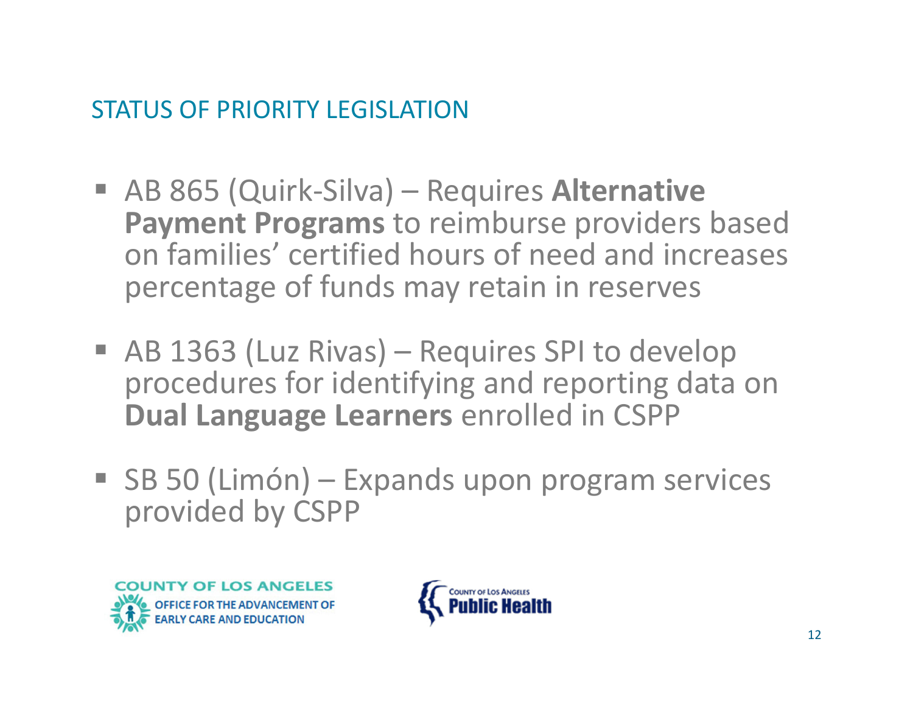## STATUS OF PRIORITY LEGISLATION

- AB 865 (Quirk-Silva) – Requires **Alternative Payment Programs** to reimburse providers based on families' certified hours of need and increases percentage of funds may retain in reserves
- AB 1363 (Luz Rivas) – Requires SPI to develop procedures for identifying and reporting data on **Dual Language Learners** enrolled in CSPP
- SB 50 (Limón) – Expands upon program services provided by CSPP

COUNTY OF LOS ANGELES OFFICE FOR THE ADVANCEMENT OF EARLY CARE AND EDUCATION

County of Los Angeles Public Health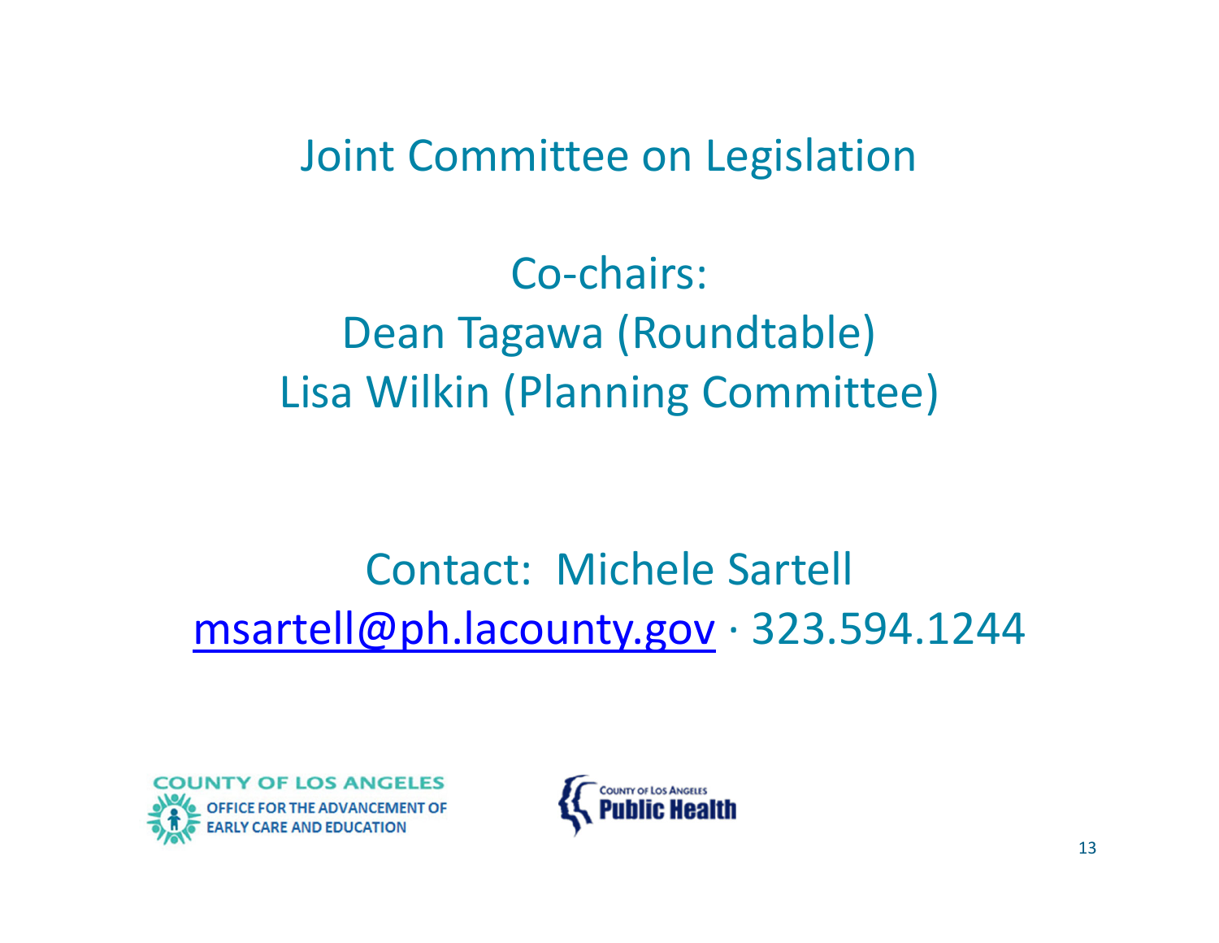# Joint Committee on Legislation

Co-chairs:
Dean Tagawa (Roundtable)
Lisa Wilkin (Planning Committee)

Contact: Michele Sartell
msartell@ph.lacounty.gov · 323.594.1244

COUNTY OF LOS ANGELES
OFFICE FOR THE ADVANCEMENT OF EARLY CARE AND EDUCATION

COUNTY OF LOS ANGELES
Public Health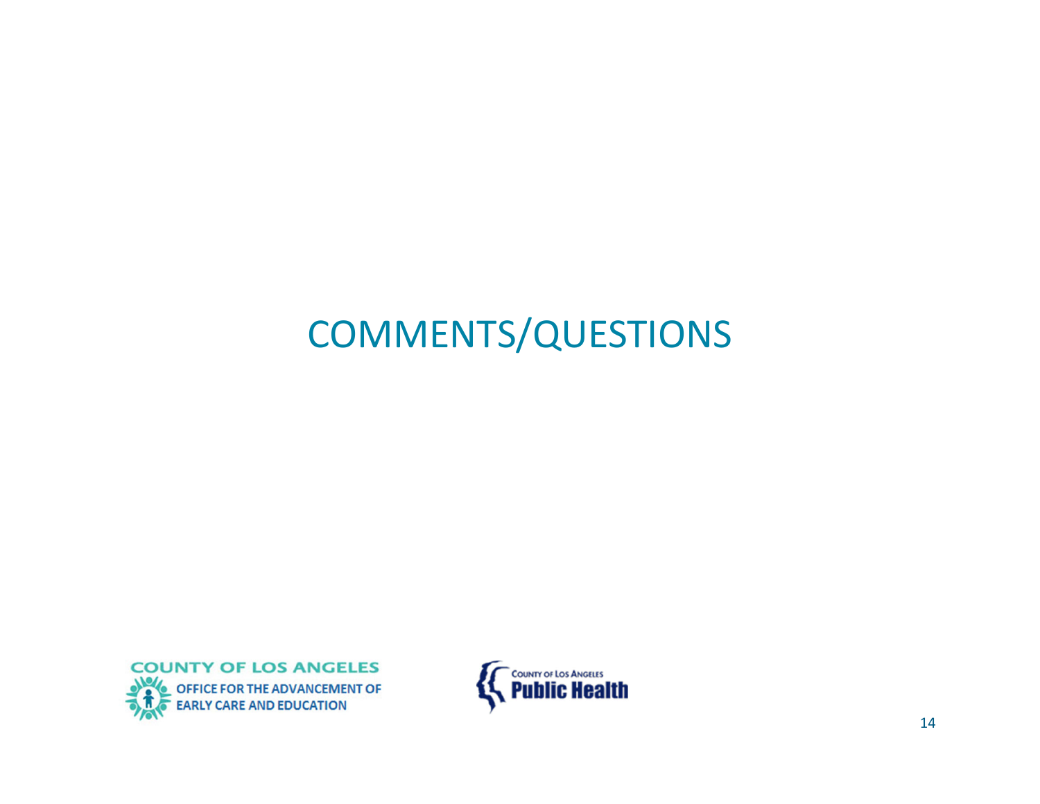# COMMENTS/QUESTIONS

COUNTY OF LOS ANGELES
OFFICE FOR THE ADVANCEMENT OF EARLY CARE AND EDUCATION

COUNTY OF LOS ANGELES
Public Health